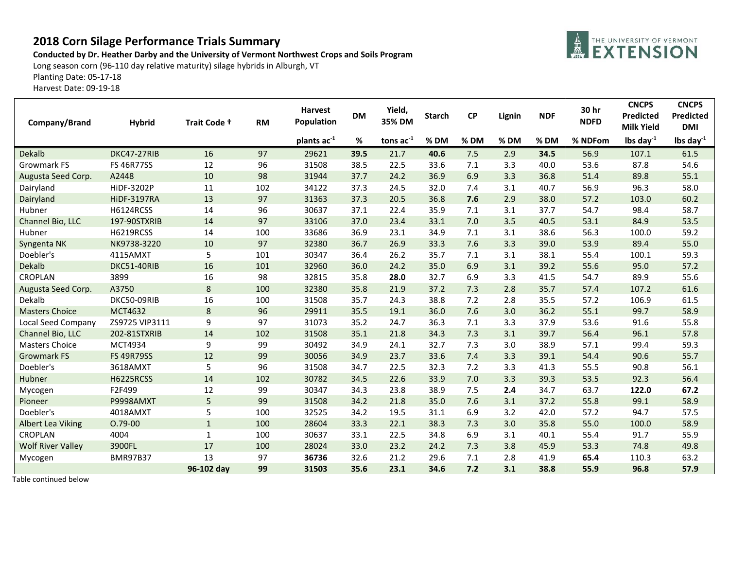# 2018 Corn Silage Performance Trials Summary

**Conducted by Dr. Heather Darby and the University of Vermont Northwest Crops and Soils Program**

Long season corn (96-110 day relative maturity) silage hybrids in Alburgh, VT

Planting Date: 05-17-18

Harvest Date: 09-19-18

| Company/Brand | Hybrid | Trait Code † | RM | Harvest Population | DM | Yield, 35% DM | Starch | CP | Lignin | NDF | 30 hr NDFD | CNCPS Predicted Milk Yield | CNCPS Predicted DMI |
|---|---|---|---|---|---|---|---|---|---|---|---|---|---|
| | | | | plants $ac^{-1}$ | % | tons $ac^{-1}$ | % DM | % DM | % DM | % DM | % NDFom | lbs $day^{-1}$ | lbs $day^{-1}$ |
| Dekalb | DKC47-27RIB | 16 | 97 | 29621 | **39.5** | 21.7 | **40.6** | 7.5 | 2.9 | **34.5** | 56.9 | 107.1 | 61.5 |
| Growmark FS | FS 46R77SS | 12 | 96 | 31508 | 38.5 | 22.5 | 33.6 | 7.1 | 3.3 | 40.0 | 53.6 | 87.8 | 54.6 |
| Augusta Seed Corp. | A2448 | 10 | 98 | 31944 | 37.7 | 24.2 | 36.9 | 6.9 | 3.3 | 36.8 | 51.4 | 89.8 | 55.1 |
| Dairyland | HiDF-3202P | 11 | 102 | 34122 | 37.3 | 24.5 | 32.0 | 7.4 | 3.1 | 40.7 | 56.9 | 96.3 | 58.0 |
| Dairyland | HiDF-3197RA | 13 | 97 | 31363 | 37.3 | 20.5 | 36.8 | **7.6** | 2.9 | 38.0 | 57.2 | 103.0 | 60.2 |
| Hubner | H6124RCSS | 14 | 96 | 30637 | 37.1 | 22.4 | 35.9 | 7.1 | 3.1 | 37.7 | 54.7 | 98.4 | 58.7 |
| Channel Bio, LLC | 197-90STXRIB | 14 | 97 | 33106 | 37.0 | 23.4 | 33.1 | 7.0 | 3.5 | 40.5 | 53.1 | 84.9 | 53.5 |
| Hubner | H6219RCSS | 14 | 100 | 33686 | 36.9 | 23.1 | 34.9 | 7.1 | 3.1 | 38.6 | 56.3 | 100.0 | 59.2 |
| Syngenta NK | NK9738-3220 | 10 | 97 | 32380 | 36.7 | 26.9 | 33.3 | 7.6 | 3.3 | 39.0 | 53.9 | 89.4 | 55.0 |
| Doebler's | 4115AMXT | 5 | 101 | 30347 | 36.4 | 26.2 | 35.7 | 7.1 | 3.1 | 38.1 | 55.4 | 100.1 | 59.3 |
| Dekalb | DKC51-40RIB | 16 | 101 | 32960 | 36.0 | 24.2 | 35.0 | 6.9 | 3.1 | 39.2 | 55.6 | 95.0 | 57.2 |
| CROPLAN | 3899 | 16 | 98 | 32815 | 35.8 | **28.0** | 32.7 | 6.9 | 3.3 | 41.5 | 54.7 | 89.9 | 55.6 |
| Augusta Seed Corp. | A3750 | 8 | 100 | 32380 | 35.8 | 21.9 | 37.2 | 7.3 | 2.8 | 35.7 | 57.4 | 107.2 | 61.6 |
| Dekalb | DKC50-09RIB | 16 | 100 | 31508 | 35.7 | 24.3 | 38.8 | 7.2 | 2.8 | 35.5 | 57.2 | 106.9 | 61.5 |
| Masters Choice | MCT4632 | 8 | 96 | 29911 | 35.5 | 19.1 | 36.0 | 7.6 | 3.0 | 36.2 | 55.1 | 99.7 | 58.9 |
| Local Seed Company | ZS9725 VIP3111 | 9 | 97 | 31073 | 35.2 | 24.7 | 36.3 | 7.1 | 3.3 | 37.9 | 53.6 | 91.6 | 55.8 |
| Channel Bio, LLC | 202-81STXRIB | 14 | 102 | 31508 | 35.1 | 21.8 | 34.3 | 7.3 | 3.1 | 39.7 | 56.4 | 96.1 | 57.8 |
| Masters Choice | MCT4934 | 9 | 99 | 30492 | 34.9 | 24.1 | 32.7 | 7.3 | 3.0 | 38.9 | 57.1 | 99.4 | 59.3 |
| Growmark FS | FS 49R79SS | 12 | 99 | 30056 | 34.9 | 23.7 | 33.6 | 7.4 | 3.3 | 39.1 | 54.4 | 90.6 | 55.7 |
| Doebler's | 3618AMXT | 5 | 96 | 31508 | 34.7 | 22.5 | 32.3 | 7.2 | 3.3 | 41.3 | 55.5 | 90.8 | 56.1 |
| Hubner | H6225RCSS | 14 | 102 | 30782 | 34.5 | 22.6 | 33.9 | 7.0 | 3.3 | 39.3 | 53.5 | 92.3 | 56.4 |
| Mycogen | F2F499 | 12 | 99 | 30347 | 34.3 | 23.8 | 38.9 | 7.5 | **2.4** | 34.7 | 63.7 | **122.0** | **67.2** |
| Pioneer | P9998AMXT | 5 | 99 | 31508 | 34.2 | 21.8 | 35.0 | 7.6 | 3.1 | 37.2 | 55.8 | 99.1 | 58.9 |
| Doebler's | 4018AMXT | 5 | 100 | 32525 | 34.2 | 19.5 | 31.1 | 6.9 | 3.2 | 42.0 | 57.2 | 94.7 | 57.5 |
| Albert Lea Viking | O.79-00 | 1 | 100 | 28604 | 33.3 | 22.1 | 38.3 | 7.3 | 3.0 | 35.8 | 55.0 | 100.0 | 58.9 |
| CROPLAN | 4004 | 1 | 100 | 30637 | 33.1 | 22.5 | 34.8 | 6.9 | 3.1 | 40.1 | 55.4 | 91.7 | 55.9 |
| Wolf River Valley | 3900FL | 17 | 100 | 28024 | 33.0 | 23.2 | 24.2 | 7.3 | 3.8 | 45.9 | 53.3 | 74.8 | 49.8 |
| Mycogen | BMR97B37 | 13 | 97 | **36736** | 32.6 | 21.2 | 29.6 | 7.1 | 2.8 | 41.9 | **65.4** | 110.3 | 63.2 |
| | | **96-102 day** | **99** | **31503** | **35.6** | **23.1** | **34.6** | **7.2** | **3.1** | **38.8** | **55.9** | **96.8** | **57.9** |

Table continued below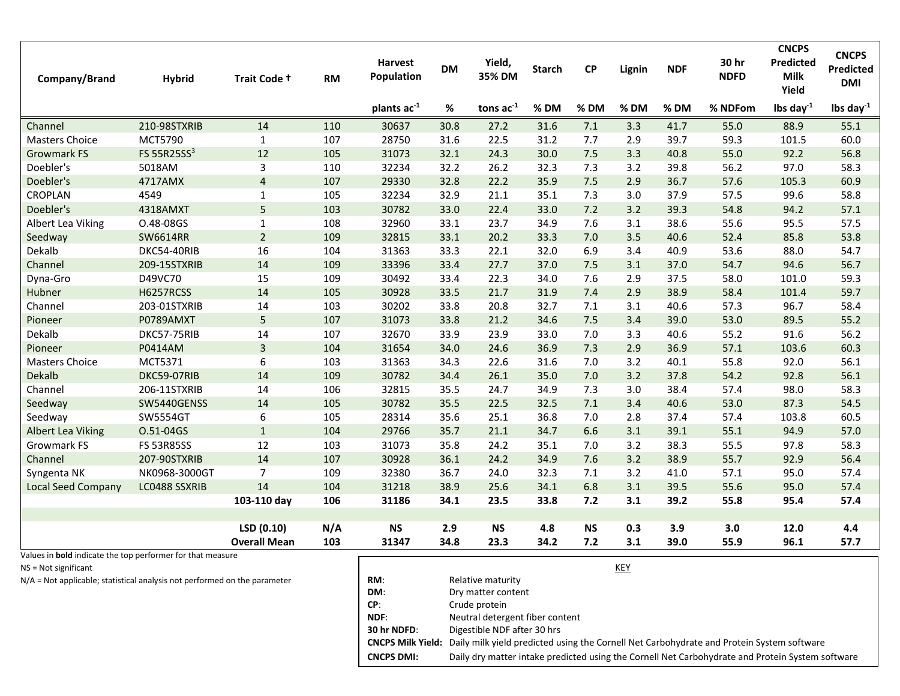| Company/Brand | Hybrid | Trait Code † | RM | Harvest Population | DM | Yield, 35% DM | Starch | CP | Lignin | NDF | 30 hr NDFD | CNCPS Predicted Milk Yield | CNCPS Predicted DMI |
|---|---|---|---|---|---|---|---|---|---|---|---|---|---|
| | | | | plants ac$^{-1}$ | % | tons ac$^{-1}$ | % DM | % DM | % DM | % DM | % NDFom | lbs day$^{-1}$ | lbs day$^{-1}$ |
| Channel | 210-98STXRIB | 14 | 110 | 30637 | 30.8 | 27.2 | 31.6 | 7.1 | 3.3 | 41.7 | 55.0 | 88.9 | 55.1 |
| Masters Choice | MCT5790 | 1 | 107 | 28750 | 31.6 | 22.5 | 31.2 | 7.7 | 2.9 | 39.7 | 59.3 | 101.5 | 60.0 |
| Growmark FS | FS 55R25SS[3] | 12 | 105 | 31073 | 32.1 | 24.3 | 30.0 | 7.5 | 3.3 | 40.8 | 55.0 | 92.2 | 56.8 |
| Doebler's | 5018AM | 3 | 110 | 32234 | 32.2 | 26.2 | 32.3 | 7.3 | 3.2 | 39.8 | 56.2 | 97.0 | 58.3 |
| Doebler's | 4717AMX | 4 | 107 | 29330 | 32.8 | 22.2 | 35.9 | 7.5 | 2.9 | 36.7 | 57.6 | 105.3 | 60.9 |
| CROPLAN | 4549 | 1 | 105 | 32234 | 32.9 | 21.1 | 35.1 | 7.3 | 3.0 | 37.9 | 57.5 | 99.6 | 58.8 |
| Doebler's | 4318AMXT | 5 | 103 | 30782 | 33.0 | 22.4 | 33.0 | 7.2 | 3.2 | 39.3 | 54.8 | 94.2 | 57.1 |
| Albert Lea Viking | O.48-08GS | 1 | 108 | 32960 | 33.1 | 23.7 | 34.9 | 7.6 | 3.1 | 38.6 | 55.6 | 95.5 | 57.5 |
| Seedway | SW6614RR | 2 | 109 | 32815 | 33.1 | 20.2 | 33.3 | 7.0 | 3.5 | 40.6 | 52.4 | 85.8 | 53.8 |
| Dekalb | DKC54-40RIB | 16 | 104 | 31363 | 33.3 | 22.1 | 32.0 | 6.9 | 3.4 | 40.9 | 53.6 | 88.0 | 54.7 |
| Channel | 209-15STXRIB | 14 | 109 | 33396 | 33.4 | 27.7 | 37.0 | 7.5 | 3.1 | 37.0 | 54.7 | 94.6 | 56.7 |
| Dyna-Gro | D49VC70 | 15 | 109 | 30492 | 33.4 | 22.3 | 34.0 | 7.6 | 2.9 | 37.5 | 58.0 | 101.0 | 59.3 |
| Hubner | H6257RCSS | 14 | 105 | 30928 | 33.5 | 21.7 | 31.9 | 7.4 | 2.9 | 38.9 | 58.4 | 101.4 | 59.7 |
| Channel | 203-01STXRIB | 14 | 103 | 30202 | 33.8 | 20.8 | 32.7 | 7.1 | 3.1 | 40.6 | 57.3 | 96.7 | 58.4 |
| Pioneer | P0789AMXT | 5 | 107 | 31073 | 33.8 | 21.2 | 34.6 | 7.5 | 3.4 | 39.0 | 53.0 | 89.5 | 55.2 |
| Dekalb | DKC57-75RIB | 14 | 107 | 32670 | 33.9 | 23.9 | 33.0 | 7.0 | 3.3 | 40.6 | 55.2 | 91.6 | 56.2 |
| Pioneer | P0414AM | 3 | 104 | 31654 | 34.0 | 24.6 | 36.9 | 7.3 | 2.9 | 36.9 | 57.1 | 103.6 | 60.3 |
| Masters Choice | MCT5371 | 6 | 103 | 31363 | 34.3 | 22.6 | 31.6 | 7.0 | 3.2 | 40.1 | 55.8 | 92.0 | 56.1 |
| Dekalb | DKC59-07RIB | 14 | 109 | 30782 | 34.4 | 26.1 | 35.0 | 7.0 | 3.2 | 37.8 | 54.2 | 92.8 | 56.1 |
| Channel | 206-11STXRIB | 14 | 106 | 32815 | 35.5 | 24.7 | 34.9 | 7.3 | 3.0 | 38.4 | 57.4 | 98.0 | 58.3 |
| Seedway | SW5440GENSS | 14 | 105 | 30782 | 35.5 | 22.5 | 32.5 | 7.1 | 3.4 | 40.6 | 53.0 | 87.3 | 54.5 |
| Seedway | SW5554GT | 6 | 105 | 28314 | 35.6 | 25.1 | 36.8 | 7.0 | 2.8 | 37.4 | 57.4 | 103.8 | 60.5 |
| Albert Lea Viking | O.51-04GS | 1 | 104 | 29766 | 35.7 | 21.1 | 34.7 | 6.6 | 3.1 | 39.1 | 55.1 | 94.9 | 57.0 |
| Growmark FS | FS 53R85SS | 12 | 103 | 31073 | 35.8 | 24.2 | 35.1 | 7.0 | 3.2 | 38.3 | 55.5 | 97.8 | 58.3 |
| Channel | 207-90STXRIB | 14 | 107 | 30928 | 36.1 | 24.2 | 34.9 | 7.6 | 3.2 | 38.9 | 55.7 | 92.9 | 56.4 |
| Syngenta NK | NK0968-3000GT | 7 | 109 | 32380 | 36.7 | 24.0 | 32.3 | 7.1 | 3.2 | 41.0 | 57.1 | 95.0 | 57.4 |
| Local Seed Company | LC0488 SSXRIB | 14 | 104 | 31218 | 38.9 | 25.6 | 34.1 | 6.8 | 3.1 | 39.5 | 55.6 | 95.0 | 57.4 |
| | | **103-110 day** | **106** | **31186** | **34.1** | **23.5** | **33.8** | **7.2** | **3.1** | **39.2** | **55.8** | **95.4** | **57.4** |
| | | | | | | | | | | | | | |
| | | **LSD (0.10)** | **N/A** | **NS** | **2.9** | **NS** | **4.8** | **NS** | **0.3** | **3.9** | **3.0** | **12.0** | **4.4** |
| | | **Overall Mean** | **103** | **31347** | **34.8** | **23.3** | **34.2** | **7.2** | **3.1** | **39.0** | **55.9** | **96.1** | **57.7** |

Values in **bold** indicate the top performer for that measure

NS = Not significant

N/A = Not applicable; statistical analysis not performed on the parameter

KEY

| | |
|---|---|
| **RM**: | Relative maturity |
| **DM**: | Dry matter content |
| **CP**: | Crude protein |
| **NDF**: | Neutral detergent fiber content |
| **30 hr NDFD**: | Digestible NDF after 30 hrs |
| **CNCPS Milk Yield:** | Daily milk yield predicted using the Cornell Net Carbohydrate and Protein System software |
| **CNCPS DMI:** | Daily dry matter intake predicted using the Cornell Net Carbohydrate and Protein System software |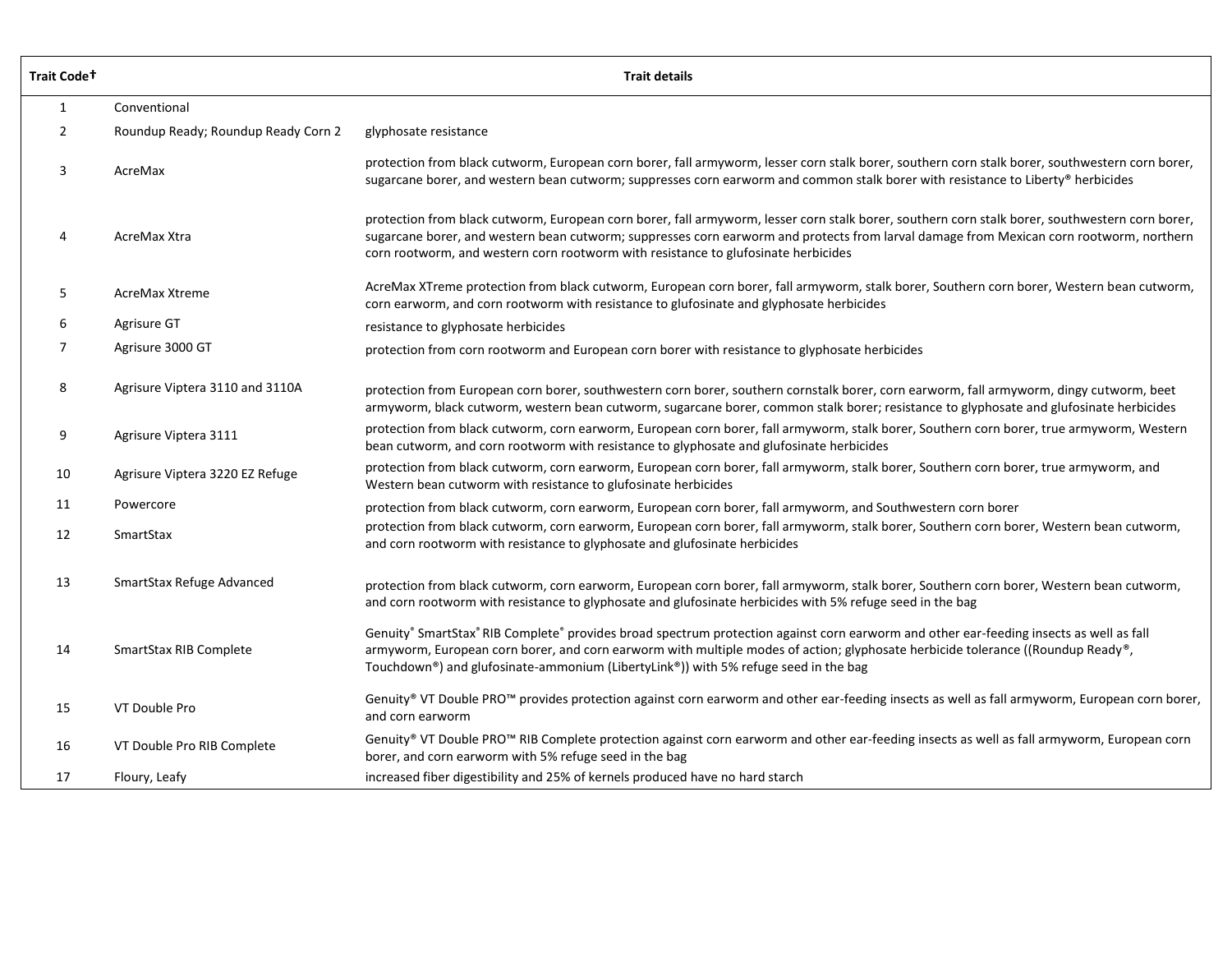| Trait Code† | | Trait details |
|---|---|---|
| 1 | Conventional | |
| 2 | Roundup Ready; Roundup Ready Corn 2 | glyphosate resistance |
| 3 | AcreMax | protection from black cutworm, European corn borer, fall armyworm, lesser corn stalk borer, southern corn stalk borer, southwestern corn borer, sugarcane borer, and western bean cutworm; suppresses corn earworm and common stalk borer with resistance to Liberty® herbicides |
| 4 | AcreMax Xtra | protection from black cutworm, European corn borer, fall armyworm, lesser corn stalk borer, southern corn stalk borer, southwestern corn borer, sugarcane borer, and western bean cutworm; suppresses corn earworm and protects from larval damage from Mexican corn rootworm, northern corn rootworm, and western corn rootworm with resistance to glufosinate herbicides |
| 5 | AcreMax Xtreme | AcreMax XTreme protection from black cutworm, European corn borer, fall armyworm, stalk borer, Southern corn borer, Western bean cutworm, corn earworm, and corn rootworm with resistance to glufosinate and glyphosate herbicides |
| 6 | Agrisure GT | resistance to glyphosate herbicides |
| 7 | Agrisure 3000 GT | protection from corn rootworm and European corn borer with resistance to glyphosate herbicides |
| 8 | Agrisure Viptera 3110 and 3110A | protection from European corn borer, southwestern corn borer, southern cornstalk borer, corn earworm, fall armyworm, dingy cutworm, beet armyworm, black cutworm, western bean cutworm, sugarcane borer, common stalk borer; resistance to glyphosate and glufosinate herbicides |
| 9 | Agrisure Viptera 3111 | protection from black cutworm, corn earworm, European corn borer, fall armyworm, stalk borer, Southern corn borer, true armyworm, Western bean cutworm, and corn rootworm with resistance to glyphosate and glufosinate herbicides |
| 10 | Agrisure Viptera 3220 EZ Refuge | protection from black cutworm, corn earworm, European corn borer, fall armyworm, stalk borer, Southern corn borer, true armyworm, and Western bean cutworm with resistance to glufosinate herbicides |
| 11 | Powercore | protection from black cutworm, corn earworm, European corn borer, fall armyworm, and Southwestern corn borer |
| 12 | SmartStax | protection from black cutworm, corn earworm, European corn borer, fall armyworm, stalk borer, Southern corn borer, Western bean cutworm, and corn rootworm with resistance to glyphosate and glufosinate herbicides |
| 13 | SmartStax Refuge Advanced | protection from black cutworm, corn earworm, European corn borer, fall armyworm, stalk borer, Southern corn borer, Western bean cutworm, and corn rootworm with resistance to glyphosate and glufosinate herbicides with 5% refuge seed in the bag |
| 14 | SmartStax RIB Complete | Genuity® SmartStax® RIB Complete® provides broad spectrum protection against corn earworm and other ear-feeding insects as well as fall armyworm, European corn borer, and corn earworm with multiple modes of action; glyphosate herbicide tolerance ((Roundup Ready®, Touchdown®) and glufosinate-ammonium (LibertyLink®)) with 5% refuge seed in the bag |
| 15 | VT Double Pro | Genuity® VT Double PRO™ provides protection against corn earworm and other ear-feeding insects as well as fall armyworm, European corn borer, and corn earworm |
| 16 | VT Double Pro RIB Complete | Genuity® VT Double PRO™ RIB Complete protection against corn earworm and other ear-feeding insects as well as fall armyworm, European corn borer, and corn earworm with 5% refuge seed in the bag |
| 17 | Floury, Leafy | increased fiber digestibility and 25% of kernels produced have no hard starch |